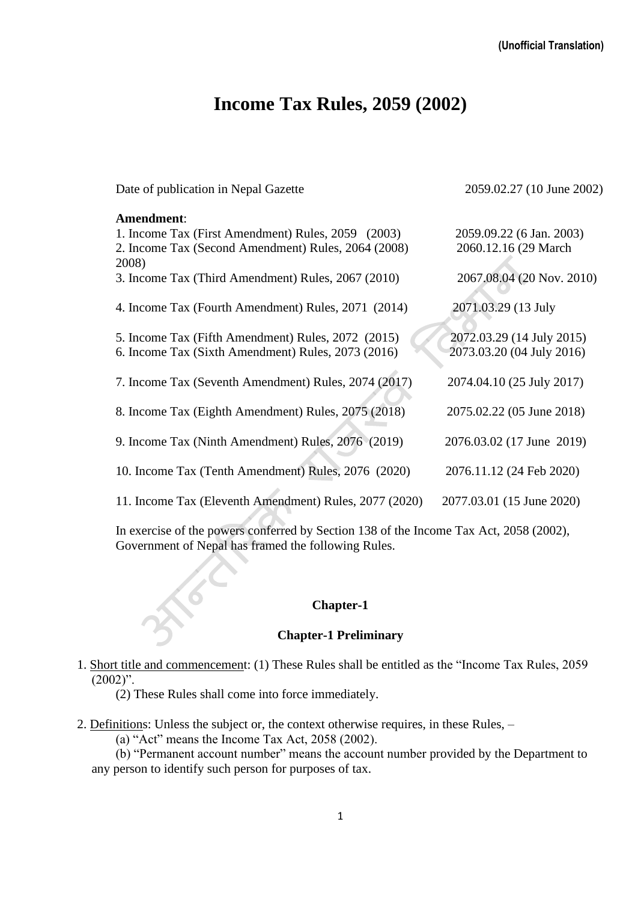(Unofficial Translation)

# Income Tax Rules, 2059 (2002)

| | |
|---|---|
| Date of publication in Nepal Gazette | 2059.02.27 (10 June 2002) |
| **Amendment**: | |
| 1. Income Tax (First Amendment) Rules, 2059 (2003) | 2059.09.22 (6 Jan. 2003) |
| 2. Income Tax (Second Amendment) Rules, 2064 (2008) | 2060.12.16 (29 March 2008) |
| 3. Income Tax (Third Amendment) Rules, 2067 (2010) | 2067.08.04 (20 Nov. 2010) |
| 4. Income Tax (Fourth Amendment) Rules, 2071 (2014) | 2071.03.29 (13 July |
| 5. Income Tax (Fifth Amendment) Rules, 2072 (2015) | 2072.03.29 (14 July 2015) |
| 6. Income Tax (Sixth Amendment) Rules, 2073 (2016) | 2073.03.20 (04 July 2016) |
| 7. Income Tax (Seventh Amendment) Rules, 2074 (2017) | 2074.04.10 (25 July 2017) |
| 8. Income Tax (Eighth Amendment) Rules, 2075 (2018) | 2075.02.22 (05 June 2018) |
| 9. Income Tax (Ninth Amendment) Rules, 2076 (2019) | 2076.03.02 (17 June 2019) |
| 10. Income Tax (Tenth Amendment) Rules, 2076 (2020) | 2076.11.12 (24 Feb 2020) |
| 11. Income Tax (Eleventh Amendment) Rules, 2077 (2020) | 2077.03.01 (15 June 2020) |

In exercise of the powers conferred by Section 138 of the Income Tax Act, 2058 (2002), Government of Nepal has framed the following Rules.

## Chapter-1

### Chapter-1 Preliminary

1. Short title and commencement: (1) These Rules shall be entitled as the "Income Tax Rules, 2059 (2002)".

   (2) These Rules shall come into force immediately.

2. Definitions: Unless the subject or, the context otherwise requires, in these Rules, –

   (a) "Act" means the Income Tax Act, 2058 (2002).

   (b) "Permanent account number" means the account number provided by the Department to any person to identify such person for purposes of tax.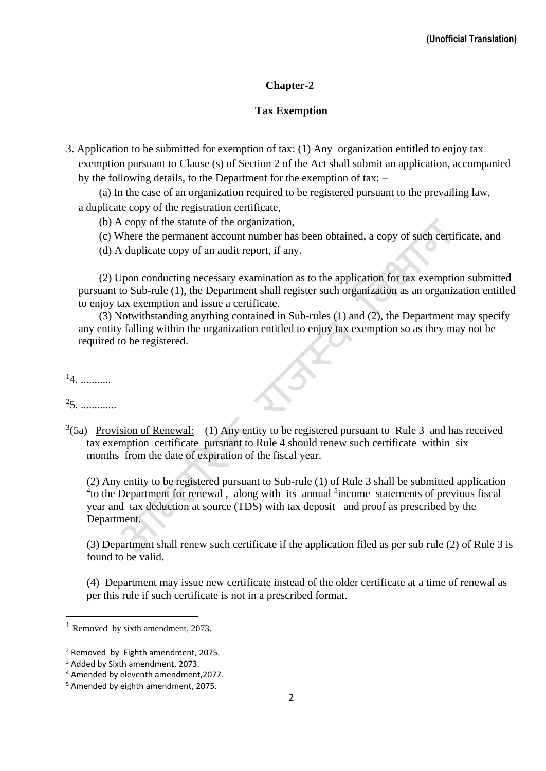## Chapter-2

### Tax Exemption

3. Application to be submitted for exemption of tax: (1) Any organization entitled to enjoy tax exemption pursuant to Clause (s) of Section 2 of the Act shall submit an application, accompanied by the following details, to the Department for the exemption of tax: –

(a) In the case of an organization required to be registered pursuant to the prevailing law, a duplicate copy of the registration certificate,

(b) A copy of the statute of the organization,

(c) Where the permanent account number has been obtained, a copy of such certificate, and

(d) A duplicate copy of an audit report, if any.

(2) Upon conducting necessary examination as to the application for tax exemption submitted pursuant to Sub-rule (1), the Department shall register such organization as an organization entitled to enjoy tax exemption and issue a certificate.

(3) Notwithstanding anything contained in Sub-rules (1) and (2), the Department may specify any entity falling within the organization entitled to enjoy tax exemption so as they may not be required to be registered.

[1]4. ...........

[2]5. .............

[3](5a) Provision of Renewal: (1) Any entity to be registered pursuant to Rule 3 and has received tax exemption certificate pursuant to Rule 4 should renew such certificate within six months from the date of expiration of the fiscal year.

(2) Any entity to be registered pursuant to Sub-rule (1) of Rule 3 shall be submitted application [4]to the Department for renewal , along with its annual [5]income statements of previous fiscal year and tax deduction at source (TDS) with tax deposit and proof as prescribed by the Department.

(3) Department shall renew such certificate if the application filed as per sub rule (2) of Rule 3 is found to be valid.

(4) Department may issue new certificate instead of the older certificate at a time of renewal as per this rule if such certificate is not in a prescribed format.

---

[1] Removed by sixth amendment, 2073.

[2] Removed by Eighth amendment, 2075.

[3] Added by Sixth amendment, 2073.

[4] Amended by eleventh amendment,2077.

[5] Amended by eighth amendment, 2075.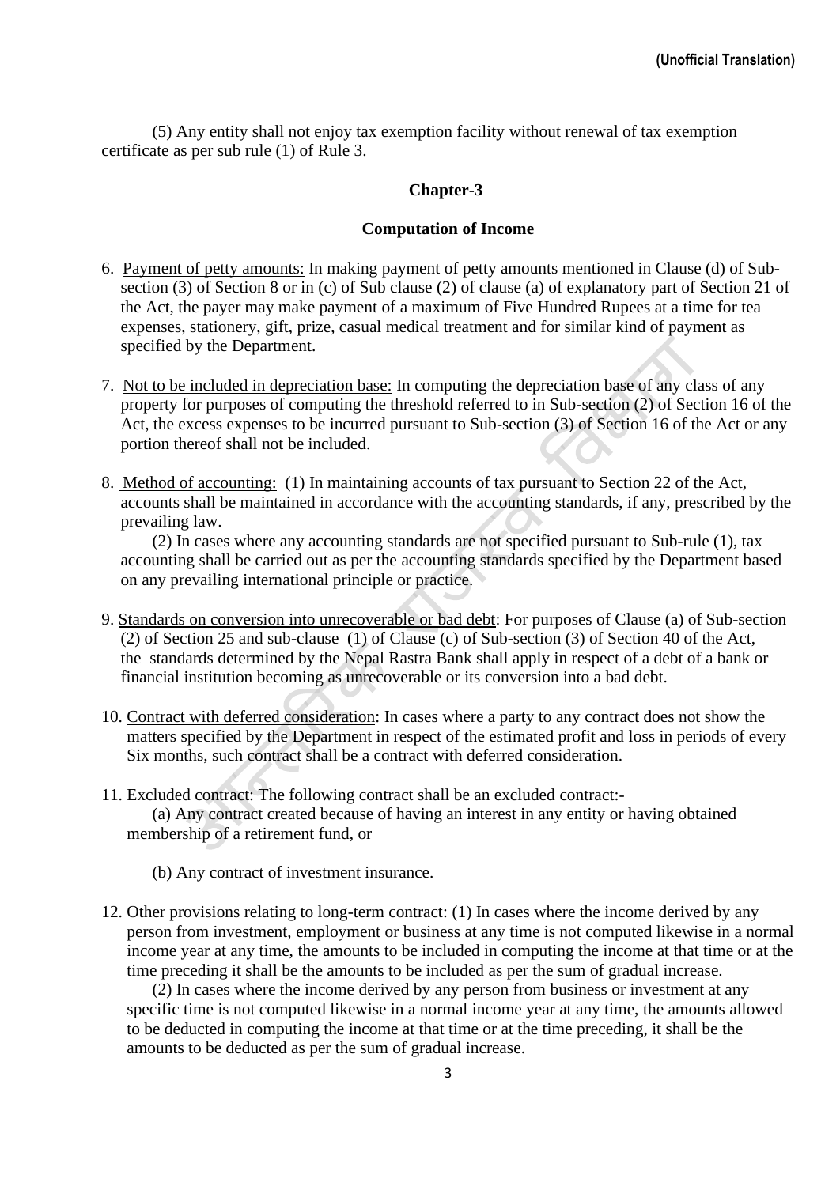(5) Any entity shall not enjoy tax exemption facility without renewal of tax exemption certificate as per sub rule (1) of Rule 3.

## Chapter-3

## Computation of Income

6. Payment of petty amounts: In making payment of petty amounts mentioned in Clause (d) of Sub-section (3) of Section 8 or in (c) of Sub clause (2) of clause (a) of explanatory part of Section 21 of the Act, the payer may make payment of a maximum of Five Hundred Rupees at a time for tea expenses, stationery, gift, prize, casual medical treatment and for similar kind of payment as specified by the Department.

7. Not to be included in depreciation base: In computing the depreciation base of any class of any property for purposes of computing the threshold referred to in Sub-section (2) of Section 16 of the Act, the excess expenses to be incurred pursuant to Sub-section (3) of Section 16 of the Act or any portion thereof shall not be included.

8. Method of accounting: (1) In maintaining accounts of tax pursuant to Section 22 of the Act, accounts shall be maintained in accordance with the accounting standards, if any, prescribed by the prevailing law.

   (2) In cases where any accounting standards are not specified pursuant to Sub-rule (1), tax accounting shall be carried out as per the accounting standards specified by the Department based on any prevailing international principle or practice.

9. Standards on conversion into unrecoverable or bad debt: For purposes of Clause (a) of Sub-section (2) of Section 25 and sub-clause (1) of Clause (c) of Sub-section (3) of Section 40 of the Act, the standards determined by the Nepal Rastra Bank shall apply in respect of a debt of a bank or financial institution becoming as unrecoverable or its conversion into a bad debt.

10. Contract with deferred consideration: In cases where a party to any contract does not show the matters specified by the Department in respect of the estimated profit and loss in periods of every Six months, such contract shall be a contract with deferred consideration.

11. Excluded contract: The following contract shall be an excluded contract:-

    (a) Any contract created because of having an interest in any entity or having obtained membership of a retirement fund, or

    (b) Any contract of investment insurance.

12. Other provisions relating to long-term contract: (1) In cases where the income derived by any person from investment, employment or business at any time is not computed likewise in a normal income year at any time, the amounts to be included in computing the income at that time or at the time preceding it shall be the amounts to be included as per the sum of gradual increase.

    (2) In cases where the income derived by any person from business or investment at any specific time is not computed likewise in a normal income year at any time, the amounts allowed to be deducted in computing the income at that time or at the time preceding, it shall be the amounts to be deducted as per the sum of gradual increase.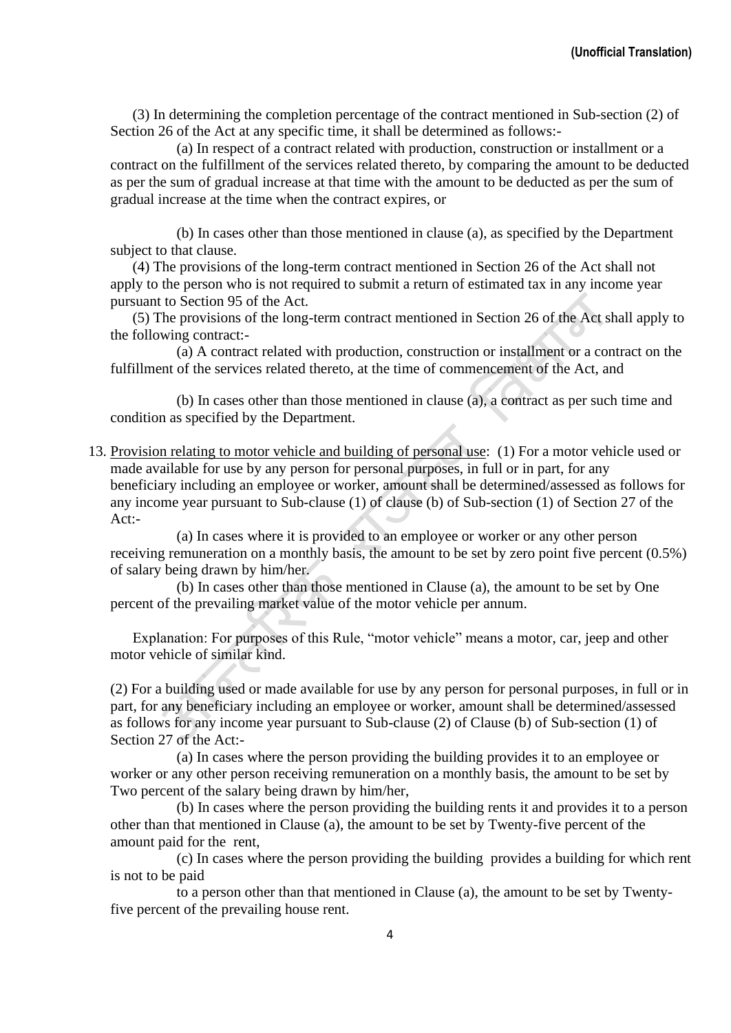(3) In determining the completion percentage of the contract mentioned in Sub-section (2) of Section 26 of the Act at any specific time, it shall be determined as follows:-

(a) In respect of a contract related with production, construction or installment or a contract on the fulfillment of the services related thereto, by comparing the amount to be deducted as per the sum of gradual increase at that time with the amount to be deducted as per the sum of gradual increase at the time when the contract expires, or

(b) In cases other than those mentioned in clause (a), as specified by the Department subject to that clause.

(4) The provisions of the long-term contract mentioned in Section 26 of the Act shall not apply to the person who is not required to submit a return of estimated tax in any income year pursuant to Section 95 of the Act.

(5) The provisions of the long-term contract mentioned in Section 26 of the Act shall apply to the following contract:-

(a) A contract related with production, construction or installment or a contract on the fulfillment of the services related thereto, at the time of commencement of the Act, and

(b) In cases other than those mentioned in clause (a), a contract as per such time and condition as specified by the Department.

13. <u>Provision relating to motor vehicle and building of personal use</u>: (1) For a motor vehicle used or made available for use by any person for personal purposes, in full or in part, for any beneficiary including an employee or worker, amount shall be determined/assessed as follows for any income year pursuant to Sub-clause (1) of clause (b) of Sub-section (1) of Section 27 of the Act:-

(a) In cases where it is provided to an employee or worker or any other person receiving remuneration on a monthly basis, the amount to be set by zero point five percent (0.5%) of salary being drawn by him/her.

(b) In cases other than those mentioned in Clause (a), the amount to be set by One percent of the prevailing market value of the motor vehicle per annum.

Explanation: For purposes of this Rule, "motor vehicle" means a motor, car, jeep and other motor vehicle of similar kind.

(2) For a building used or made available for use by any person for personal purposes, in full or in part, for any beneficiary including an employee or worker, amount shall be determined/assessed as follows for any income year pursuant to Sub-clause (2) of Clause (b) of Sub-section (1) of Section 27 of the Act:-

(a) In cases where the person providing the building provides it to an employee or worker or any other person receiving remuneration on a monthly basis, the amount to be set by Two percent of the salary being drawn by him/her,

(b) In cases where the person providing the building rents it and provides it to a person other than that mentioned in Clause (a), the amount to be set by Twenty-five percent of the amount paid for the rent,

(c) In cases where the person providing the building provides a building for which rent is not to be paid to a person other than that mentioned in Clause (a), the amount to be set by Twenty-five percent of the prevailing house rent.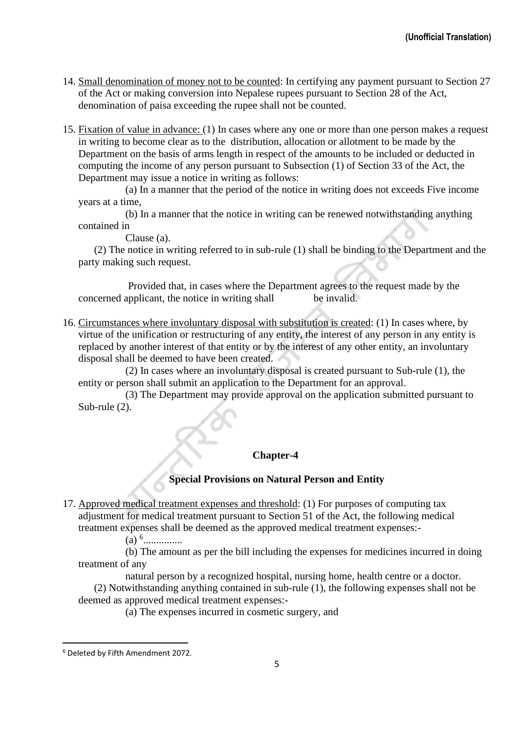14. Small denomination of money not to be counted: In certifying any payment pursuant to Section 27 of the Act or making conversion into Nepalese rupees pursuant to Section 28 of the Act, denomination of paisa exceeding the rupee shall not be counted.

15. Fixation of value in advance: (1) In cases where any one or more than one person makes a request in writing to become clear as to the distribution, allocation or allotment to be made by the Department on the basis of arms length in respect of the amounts to be included or deducted in computing the income of any person pursuant to Subsection (1) of Section 33 of the Act, the Department may issue a notice in writing as follows:

    (a) In a manner that the period of the notice in writing does not exceeds Five income years at a time,

    (b) In a manner that the notice in writing can be renewed notwithstanding anything contained in Clause (a).

    (2) The notice in writing referred to in sub-rule (1) shall be binding to the Department and the party making such request.

    Provided that, in cases where the Department agrees to the request made by the concerned applicant, the notice in writing shall be invalid.

16. Circumstances where involuntary disposal with substitution is created: (1) In cases where, by virtue of the unification or restructuring of any entity, the interest of any person in any entity is replaced by another interest of that entity or by the interest of any other entity, an involuntary disposal shall be deemed to have been created.

    (2) In cases where an involuntary disposal is created pursuant to Sub-rule (1), the entity or person shall submit an application to the Department for an approval.

    (3) The Department may provide approval on the application submitted pursuant to Sub-rule (2).

## Chapter-4

## Special Provisions on Natural Person and Entity

17. Approved medical treatment expenses and threshold: (1) For purposes of computing tax adjustment for medical treatment pursuant to Section 51 of the Act, the following medical treatment expenses shall be deemed as the approved medical treatment expenses:-

    (a) [6]...............

    (b) The amount as per the bill including the expenses for medicines incurred in doing treatment of any natural person by a recognized hospital, nursing home, health centre or a doctor.

    (2) Notwithstanding anything contained in sub-rule (1), the following expenses shall not be deemed as approved medical treatment expenses:-

    (a) The expenses incurred in cosmetic surgery, and

---

[6] Deleted by Fifth Amendment 2072.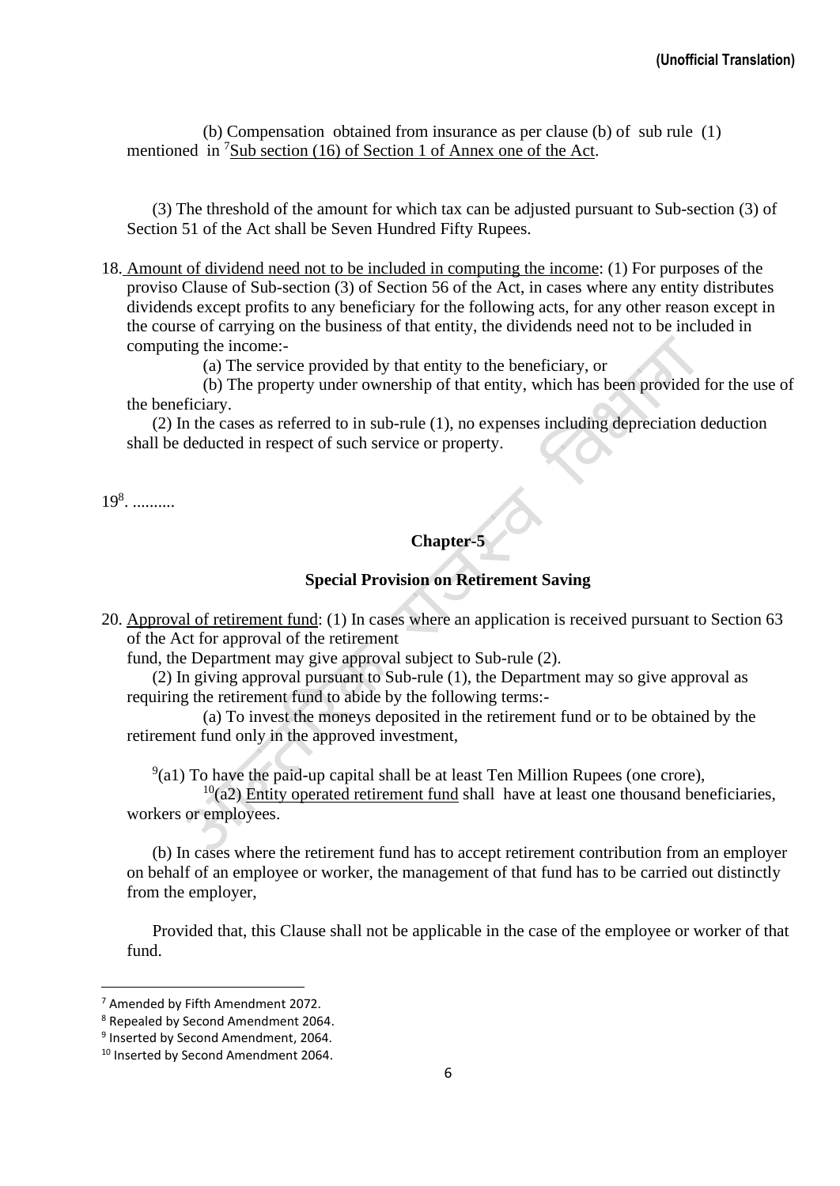(b) Compensation obtained from insurance as per clause (b) of sub rule (1) mentioned in [7]Sub section (16) of Section 1 of Annex one of the Act.

(3) The threshold of the amount for which tax can be adjusted pursuant to Sub-section (3) of Section 51 of the Act shall be Seven Hundred Fifty Rupees.

18. Amount of dividend need not to be included in computing the income: (1) For purposes of the proviso Clause of Sub-section (3) of Section 56 of the Act, in cases where any entity distributes dividends except profits to any beneficiary for the following acts, for any other reason except in the course of carrying on the business of that entity, the dividends need not to be included in computing the income:-

(a) The service provided by that entity to the beneficiary, or

(b) The property under ownership of that entity, which has been provided for the use of the beneficiary.

(2) In the cases as referred to in sub-rule (1), no expenses including depreciation deduction shall be deducted in respect of such service or property.

19[8]. ..........

## Chapter-5

### Special Provision on Retirement Saving

20. Approval of retirement fund: (1) In cases where an application is received pursuant to Section 63 of the Act for approval of the retirement fund, the Department may give approval subject to Sub-rule (2).

(2) In giving approval pursuant to Sub-rule (1), the Department may so give approval as requiring the retirement fund to abide by the following terms:-

(a) To invest the moneys deposited in the retirement fund or to be obtained by the retirement fund only in the approved investment,

[9](a1) To have the paid-up capital shall be at least Ten Million Rupees (one crore),

[10](a2) Entity operated retirement fund shall have at least one thousand beneficiaries, workers or employees.

(b) In cases where the retirement fund has to accept retirement contribution from an employer on behalf of an employee or worker, the management of that fund has to be carried out distinctly from the employer,

Provided that, this Clause shall not be applicable in the case of the employee or worker of that fund.

---

[7] Amended by Fifth Amendment 2072.

[8] Repealed by Second Amendment 2064.

[9] Inserted by Second Amendment, 2064.

[10] Inserted by Second Amendment 2064.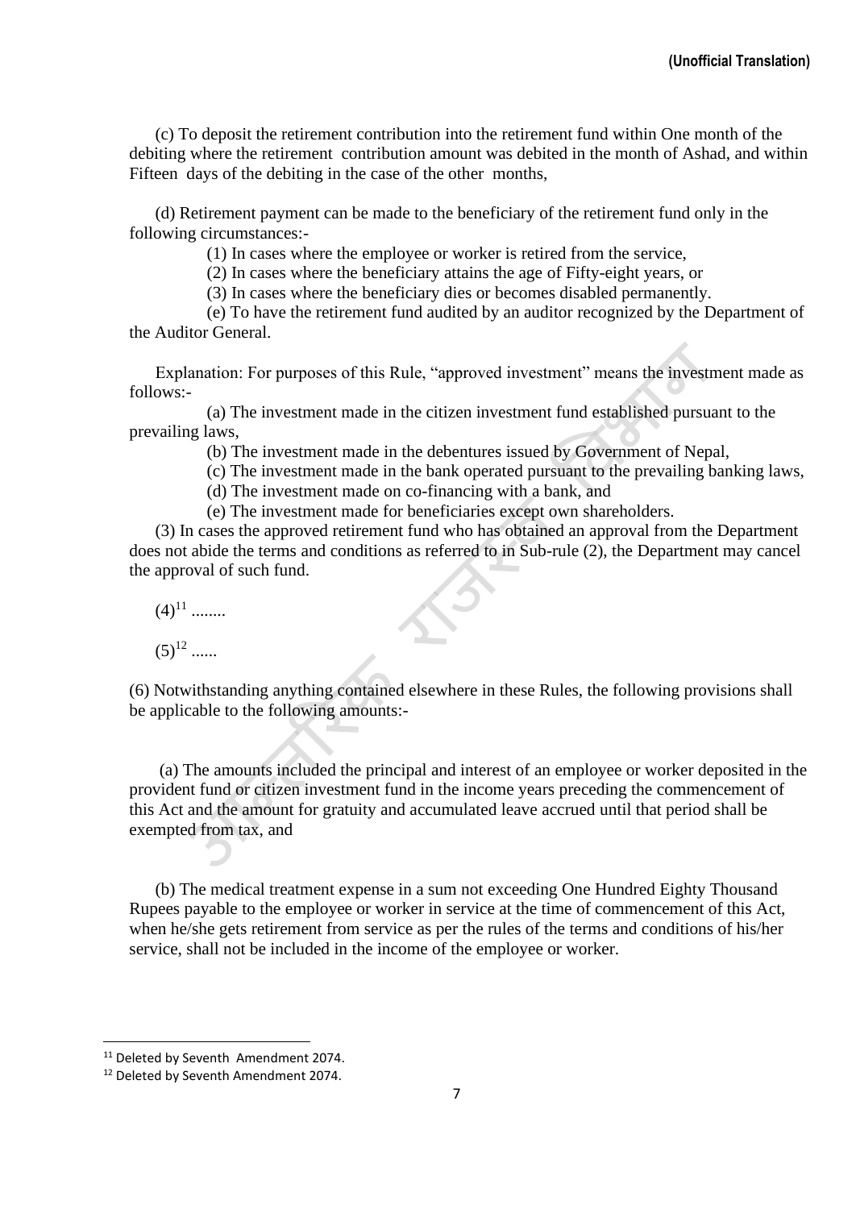(c) To deposit the retirement contribution into the retirement fund within One month of the debiting where the retirement contribution amount was debited in the month of Ashad, and within Fifteen days of the debiting in the case of the other months,

(d) Retirement payment can be made to the beneficiary of the retirement fund only in the following circumstances:-

(1) In cases where the employee or worker is retired from the service,

(2) In cases where the beneficiary attains the age of Fifty-eight years, or

(3) In cases where the beneficiary dies or becomes disabled permanently.

(e) To have the retirement fund audited by an auditor recognized by the Department of the Auditor General.

Explanation: For purposes of this Rule, "approved investment" means the investment made as follows:-

(a) The investment made in the citizen investment fund established pursuant to the prevailing laws,

(b) The investment made in the debentures issued by Government of Nepal,

(c) The investment made in the bank operated pursuant to the prevailing banking laws,

(d) The investment made on co-financing with a bank, and

(e) The investment made for beneficiaries except own shareholders.

(3) In cases the approved retirement fund who has obtained an approval from the Department does not abide the terms and conditions as referred to in Sub-rule (2), the Department may cancel the approval of such fund.

(4)[11] ........

(5)[12] ......

(6) Notwithstanding anything contained elsewhere in these Rules, the following provisions shall be applicable to the following amounts:-

(a) The amounts included the principal and interest of an employee or worker deposited in the provident fund or citizen investment fund in the income years preceding the commencement of this Act and the amount for gratuity and accumulated leave accrued until that period shall be exempted from tax, and

(b) The medical treatment expense in a sum not exceeding One Hundred Eighty Thousand Rupees payable to the employee or worker in service at the time of commencement of this Act, when he/she gets retirement from service as per the rules of the terms and conditions of his/her service, shall not be included in the income of the employee or worker.

---

[11] Deleted by Seventh Amendment 2074.

[12] Deleted by Seventh Amendment 2074.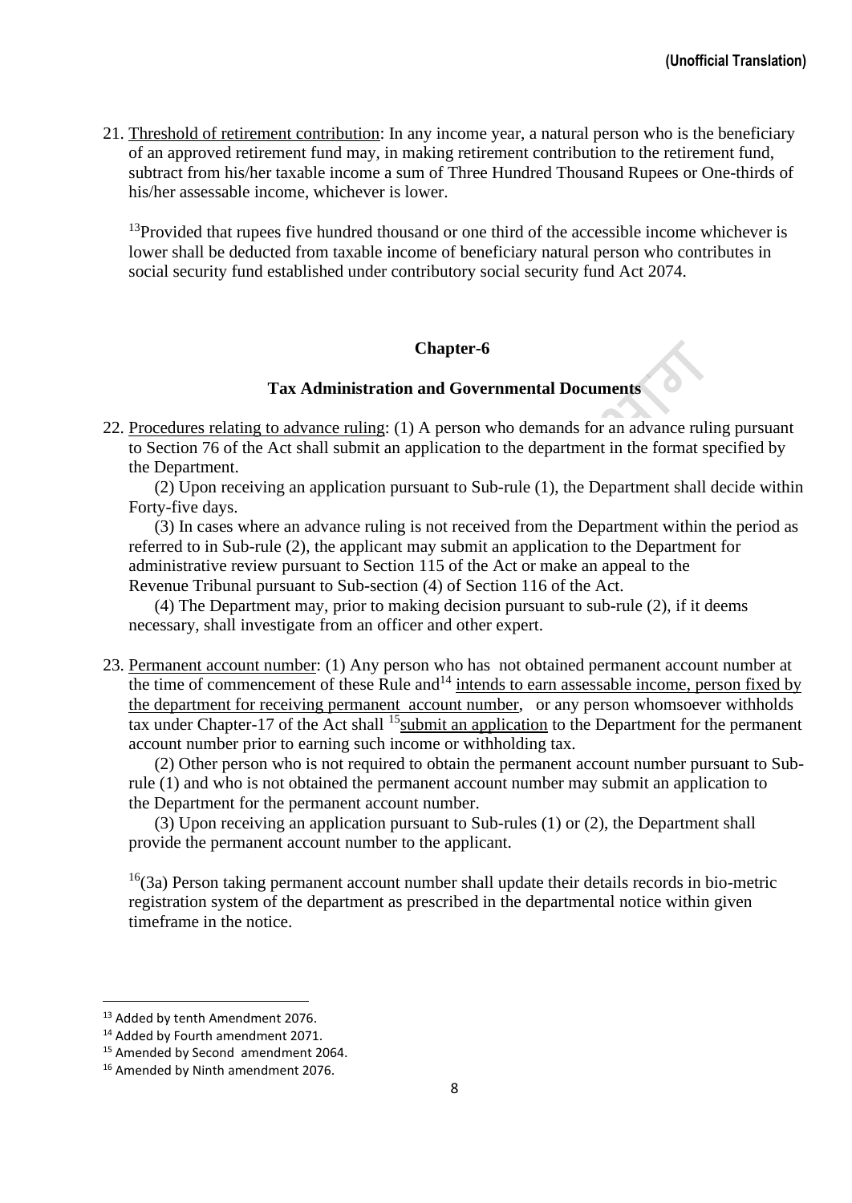21. Threshold of retirement contribution: In any income year, a natural person who is the beneficiary of an approved retirement fund may, in making retirement contribution to the retirement fund, subtract from his/her taxable income a sum of Three Hundred Thousand Rupees or One-thirds of his/her assessable income, whichever is lower.

[13]Provided that rupees five hundred thousand or one third of the accessible income whichever is lower shall be deducted from taxable income of beneficiary natural person who contributes in social security fund established under contributory social security fund Act 2074.

## Chapter-6

## Tax Administration and Governmental Documents

22. Procedures relating to advance ruling: (1) A person who demands for an advance ruling pursuant to Section 76 of the Act shall submit an application to the department in the format specified by the Department.

(2) Upon receiving an application pursuant to Sub-rule (1), the Department shall decide within Forty-five days.

(3) In cases where an advance ruling is not received from the Department within the period as referred to in Sub-rule (2), the applicant may submit an application to the Department for administrative review pursuant to Section 115 of the Act or make an appeal to the Revenue Tribunal pursuant to Sub-section (4) of Section 116 of the Act.

(4) The Department may, prior to making decision pursuant to sub-rule (2), if it deems necessary, shall investigate from an officer and other expert.

23. Permanent account number: (1) Any person who has not obtained permanent account number at the time of commencement of these Rule and[14] intends to earn assessable income, person fixed by the department for receiving permanent account number, or any person whomsoever withholds tax under Chapter-17 of the Act shall [15]submit an application to the Department for the permanent account number prior to earning such income or withholding tax.

(2) Other person who is not required to obtain the permanent account number pursuant to Sub-rule (1) and who is not obtained the permanent account number may submit an application to the Department for the permanent account number.

(3) Upon receiving an application pursuant to Sub-rules (1) or (2), the Department shall provide the permanent account number to the applicant.

[16](3a) Person taking permanent account number shall update their details records in bio-metric registration system of the department as prescribed in the departmental notice within given timeframe in the notice.

---

[13] Added by tenth Amendment 2076.

[14] Added by Fourth amendment 2071.

[15] Amended by Second amendment 2064.

[16] Amended by Ninth amendment 2076.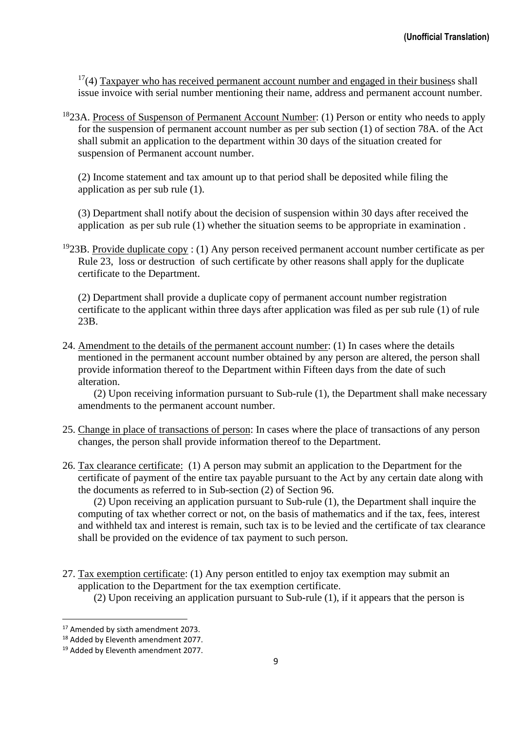[17](4) Taxpayer who has received permanent account number and engaged in their business shall issue invoice with serial number mentioning their name, address and permanent account number.

[18]23A. Process of Suspenson of Permanent Account Number: (1) Person or entity who needs to apply for the suspension of permanent account number as per sub section (1) of section 78A. of the Act shall submit an application to the department within 30 days of the situation created for suspension of Permanent account number.

(2) Income statement and tax amount up to that period shall be deposited while filing the application as per sub rule (1).

(3) Department shall notify about the decision of suspension within 30 days after received the application as per sub rule (1) whether the situation seems to be appropriate in examination .

[19]23B. Provide duplicate copy : (1) Any person received permanent account number certificate as per Rule 23, loss or destruction of such certificate by other reasons shall apply for the duplicate certificate to the Department.

(2) Department shall provide a duplicate copy of permanent account number registration certificate to the applicant within three days after application was filed as per sub rule (1) of rule 23B.

24. Amendment to the details of the permanent account number: (1) In cases where the details mentioned in the permanent account number obtained by any person are altered, the person shall provide information thereof to the Department within Fifteen days from the date of such alteration.

(2) Upon receiving information pursuant to Sub-rule (1), the Department shall make necessary amendments to the permanent account number.

25. Change in place of transactions of person: In cases where the place of transactions of any person changes, the person shall provide information thereof to the Department.

26. Tax clearance certificate: (1) A person may submit an application to the Department for the certificate of payment of the entire tax payable pursuant to the Act by any certain date along with the documents as referred to in Sub-section (2) of Section 96.

(2) Upon receiving an application pursuant to Sub-rule (1), the Department shall inquire the computing of tax whether correct or not, on the basis of mathematics and if the tax, fees, interest and withheld tax and interest is remain, such tax is to be levied and the certificate of tax clearance shall be provided on the evidence of tax payment to such person.

27. Tax exemption certificate: (1) Any person entitled to enjoy tax exemption may submit an application to the Department for the tax exemption certificate.

(2) Upon receiving an application pursuant to Sub-rule (1), if it appears that the person is

---

[17] Amended by sixth amendment 2073.

[18] Added by Eleventh amendment 2077.

[19] Added by Eleventh amendment 2077.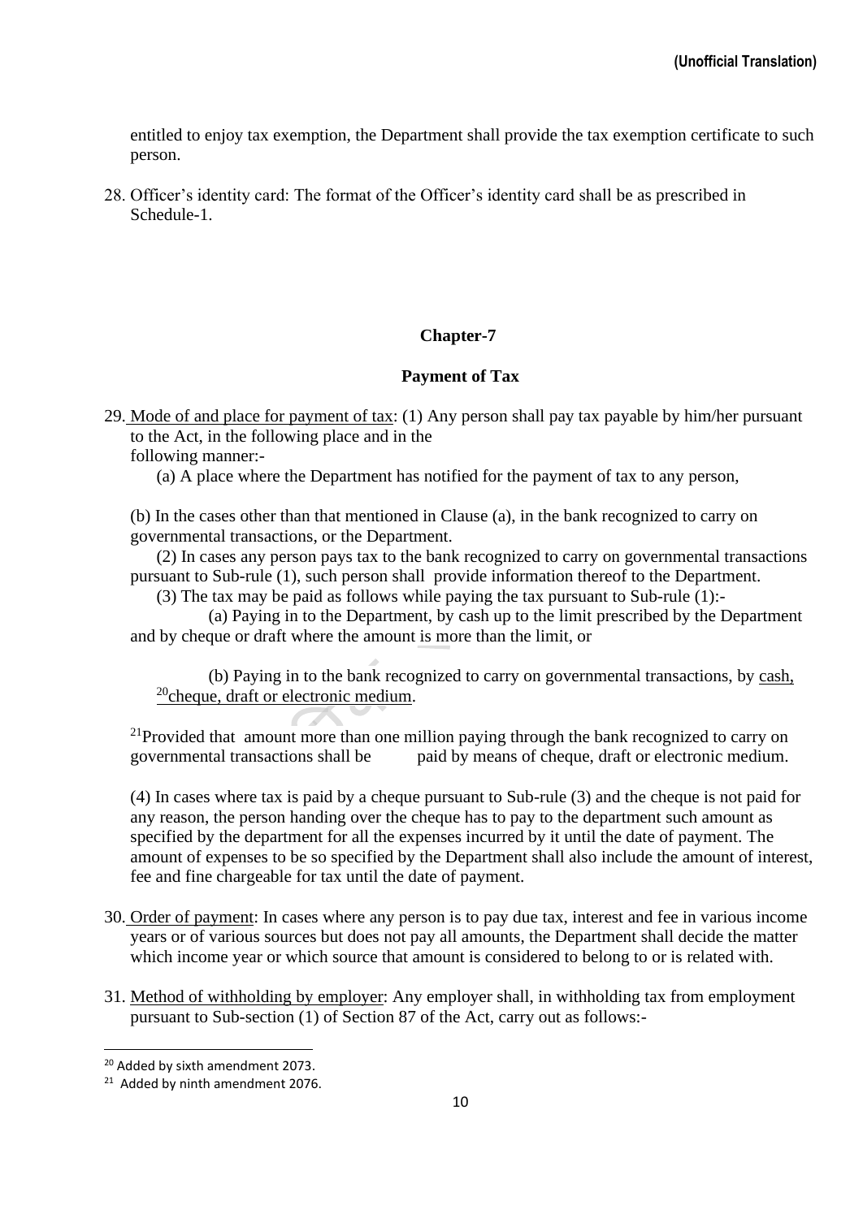entitled to enjoy tax exemption, the Department shall provide the tax exemption certificate to such person.

28. Officer's identity card: The format of the Officer's identity card shall be as prescribed in Schedule-1.

## Chapter-7

## Payment of Tax

29. Mode of and place for payment of tax: (1) Any person shall pay tax payable by him/her pursuant to the Act, in the following place and in the following manner:-

(a) A place where the Department has notified for the payment of tax to any person,

(b) In the cases other than that mentioned in Clause (a), in the bank recognized to carry on governmental transactions, or the Department.

(2) In cases any person pays tax to the bank recognized to carry on governmental transactions pursuant to Sub-rule (1), such person shall provide information thereof to the Department.

(3) The tax may be paid as follows while paying the tax pursuant to Sub-rule (1):-

(a) Paying in to the Department, by cash up to the limit prescribed by the Department and by cheque or draft where the amount is more than the limit, or

(b) Paying in to the bank recognized to carry on governmental transactions, by cash, [20]cheque, draft or electronic medium.

[21]Provided that amount more than one million paying through the bank recognized to carry on governmental transactions shall be paid by means of cheque, draft or electronic medium.

(4) In cases where tax is paid by a cheque pursuant to Sub-rule (3) and the cheque is not paid for any reason, the person handing over the cheque has to pay to the department such amount as specified by the department for all the expenses incurred by it until the date of payment. The amount of expenses to be so specified by the Department shall also include the amount of interest, fee and fine chargeable for tax until the date of payment.

30. Order of payment: In cases where any person is to pay due tax, interest and fee in various income years or of various sources but does not pay all amounts, the Department shall decide the matter which income year or which source that amount is considered to belong to or is related with.

31. Method of withholding by employer: Any employer shall, in withholding tax from employment pursuant to Sub-section (1) of Section 87 of the Act, carry out as follows:-

[20] Added by sixth amendment 2073.

[21] Added by ninth amendment 2076.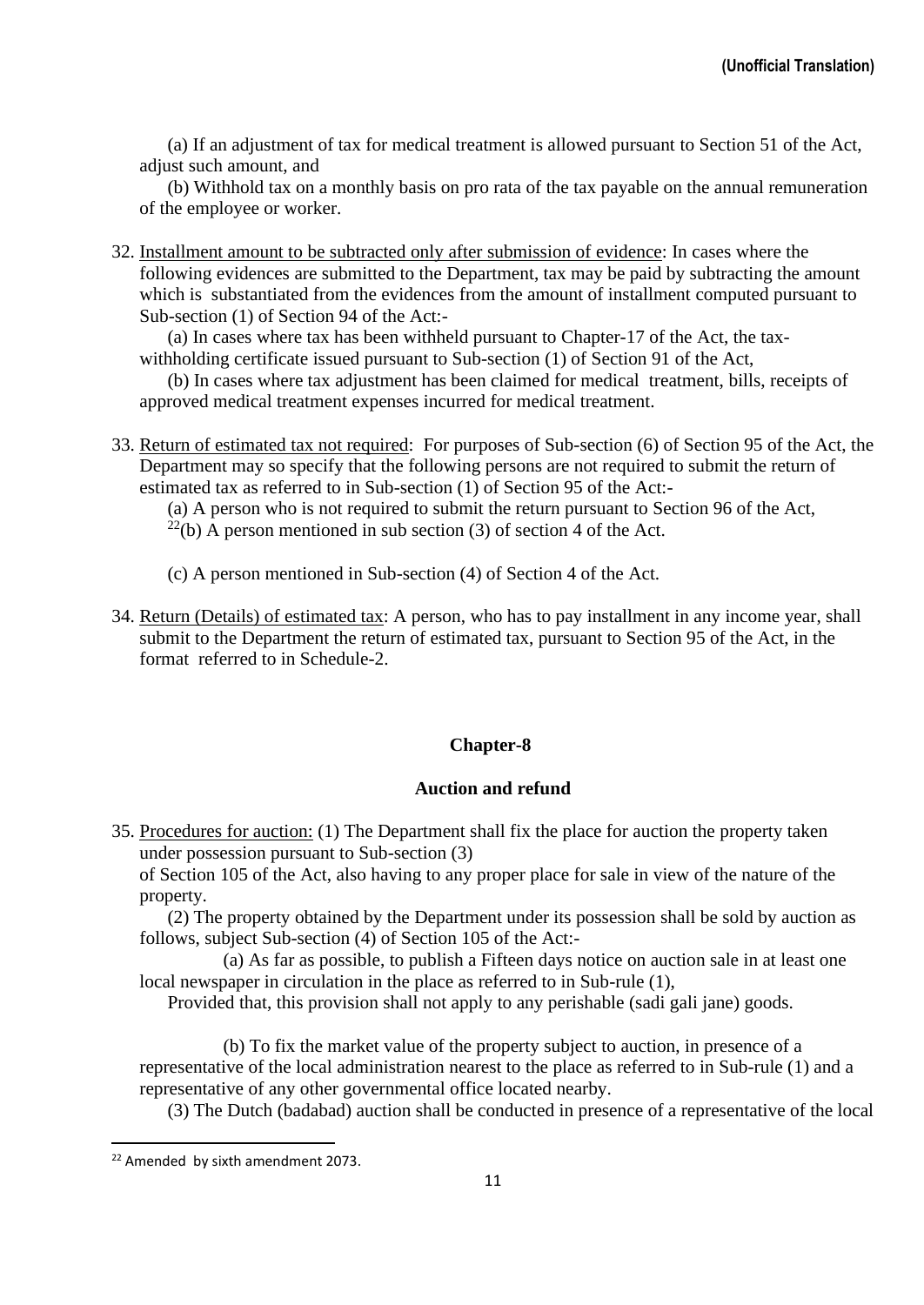(a) If an adjustment of tax for medical treatment is allowed pursuant to Section 51 of the Act, adjust such amount, and

(b) Withhold tax on a monthly basis on pro rata of the tax payable on the annual remuneration of the employee or worker.

32. Installment amount to be subtracted only after submission of evidence: In cases where the following evidences are submitted to the Department, tax may be paid by subtracting the amount which is substantiated from the evidences from the amount of installment computed pursuant to Sub-section (1) of Section 94 of the Act:-

(a) In cases where tax has been withheld pursuant to Chapter-17 of the Act, the tax-withholding certificate issued pursuant to Sub-section (1) of Section 91 of the Act,

(b) In cases where tax adjustment has been claimed for medical treatment, bills, receipts of approved medical treatment expenses incurred for medical treatment.

33. Return of estimated tax not required: For purposes of Sub-section (6) of Section 95 of the Act, the Department may so specify that the following persons are not required to submit the return of estimated tax as referred to in Sub-section (1) of Section 95 of the Act:-

(a) A person who is not required to submit the return pursuant to Section 96 of the Act,

[22](b) A person mentioned in sub section (3) of section 4 of the Act.

(c) A person mentioned in Sub-section (4) of Section 4 of the Act.

34. Return (Details) of estimated tax: A person, who has to pay installment in any income year, shall submit to the Department the return of estimated tax, pursuant to Section 95 of the Act, in the format referred to in Schedule-2.

## Chapter-8

### Auction and refund

35. Procedures for auction: (1) The Department shall fix the place for auction the property taken under possession pursuant to Sub-section (3) of Section 105 of the Act, also having to any proper place for sale in view of the nature of the property.

(2) The property obtained by the Department under its possession shall be sold by auction as follows, subject Sub-section (4) of Section 105 of the Act:-

(a) As far as possible, to publish a Fifteen days notice on auction sale in at least one local newspaper in circulation in the place as referred to in Sub-rule (1),

Provided that, this provision shall not apply to any perishable (sadi gali jane) goods.

(b) To fix the market value of the property subject to auction, in presence of a representative of the local administration nearest to the place as referred to in Sub-rule (1) and a representative of any other governmental office located nearby.

(3) The Dutch (badabad) auction shall be conducted in presence of a representative of the local

[22] Amended by sixth amendment 2073.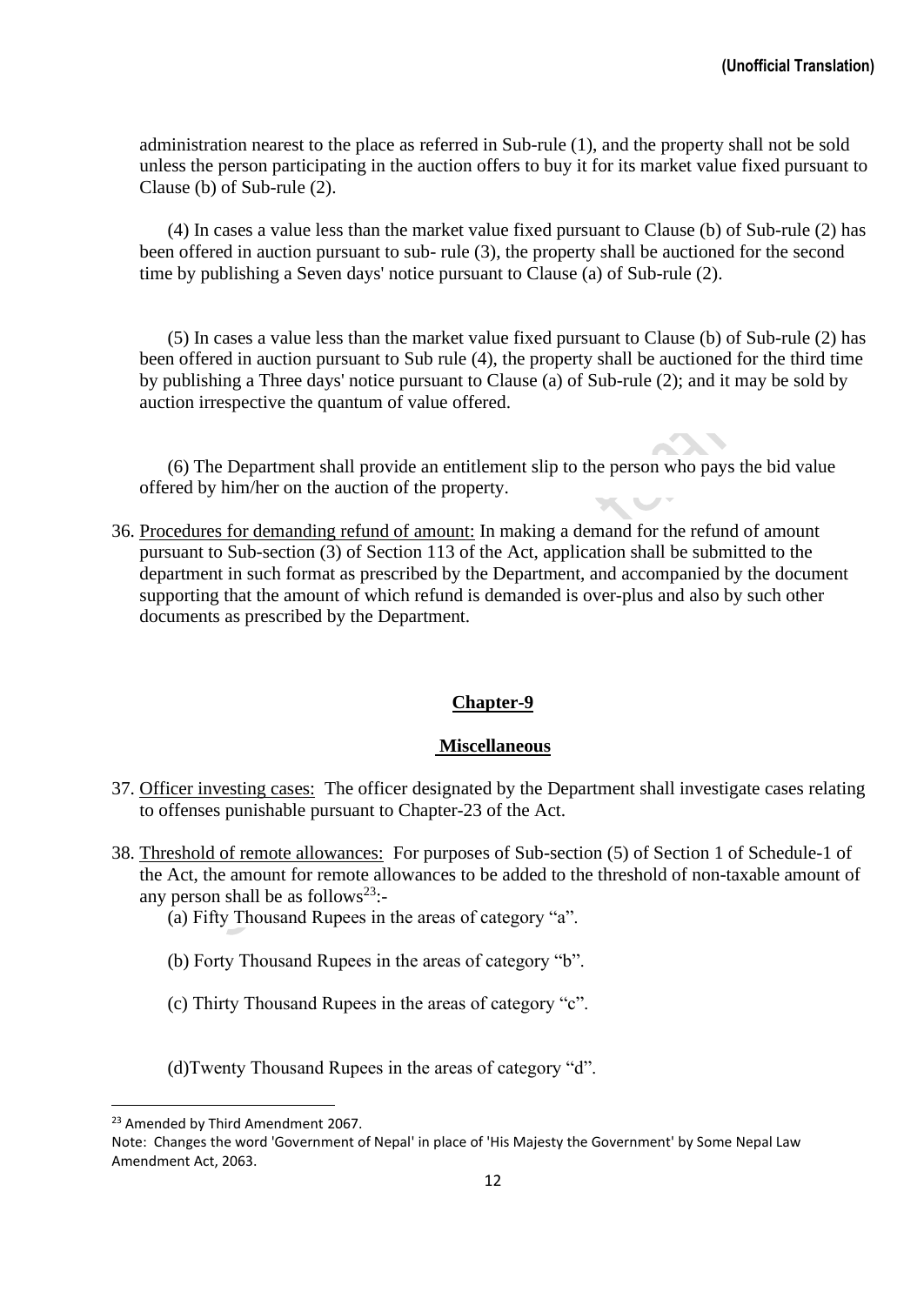administration nearest to the place as referred in Sub-rule (1), and the property shall not be sold unless the person participating in the auction offers to buy it for its market value fixed pursuant to Clause (b) of Sub-rule (2).

(4) In cases a value less than the market value fixed pursuant to Clause (b) of Sub-rule (2) has been offered in auction pursuant to sub- rule (3), the property shall be auctioned for the second time by publishing a Seven days' notice pursuant to Clause (a) of Sub-rule (2).

(5) In cases a value less than the market value fixed pursuant to Clause (b) of Sub-rule (2) has been offered in auction pursuant to Sub rule (4), the property shall be auctioned for the third time by publishing a Three days' notice pursuant to Clause (a) of Sub-rule (2); and it may be sold by auction irrespective the quantum of value offered.

(6) The Department shall provide an entitlement slip to the person who pays the bid value offered by him/her on the auction of the property.

36. Procedures for demanding refund of amount: In making a demand for the refund of amount pursuant to Sub-section (3) of Section 113 of the Act, application shall be submitted to the department in such format as prescribed by the Department, and accompanied by the document supporting that the amount of which refund is demanded is over-plus and also by such other documents as prescribed by the Department.

## Chapter-9

## Miscellaneous

37. Officer investing cases: The officer designated by the Department shall investigate cases relating to offenses punishable pursuant to Chapter-23 of the Act.

38. Threshold of remote allowances: For purposes of Sub-section (5) of Section 1 of Schedule-1 of the Act, the amount for remote allowances to be added to the threshold of non-taxable amount of any person shall be as follows[23]:-

    (a) Fifty Thousand Rupees in the areas of category "a".

    (b) Forty Thousand Rupees in the areas of category "b".

    (c) Thirty Thousand Rupees in the areas of category "c".

    (d)Twenty Thousand Rupees in the areas of category "d".

---

[23] Amended by Third Amendment 2067.

Note: Changes the word 'Government of Nepal' in place of 'His Majesty the Government' by Some Nepal Law Amendment Act, 2063.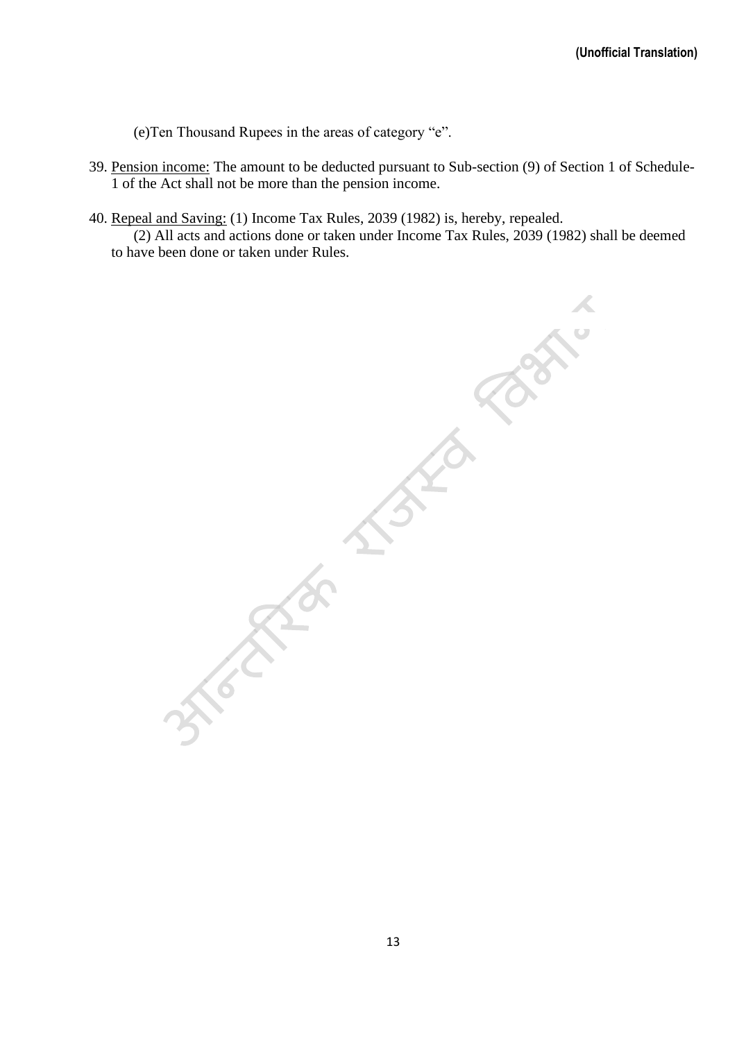(e)Ten Thousand Rupees in the areas of category "e".

39. <u>Pension income:</u> The amount to be deducted pursuant to Sub-section (9) of Section 1 of Schedule-1 of the Act shall not be more than the pension income.

40. <u>Repeal and Saving:</u> (1) Income Tax Rules, 2039 (1982) is, hereby, repealed.

    (2) All acts and actions done or taken under Income Tax Rules, 2039 (1982) shall be deemed to have been done or taken under Rules.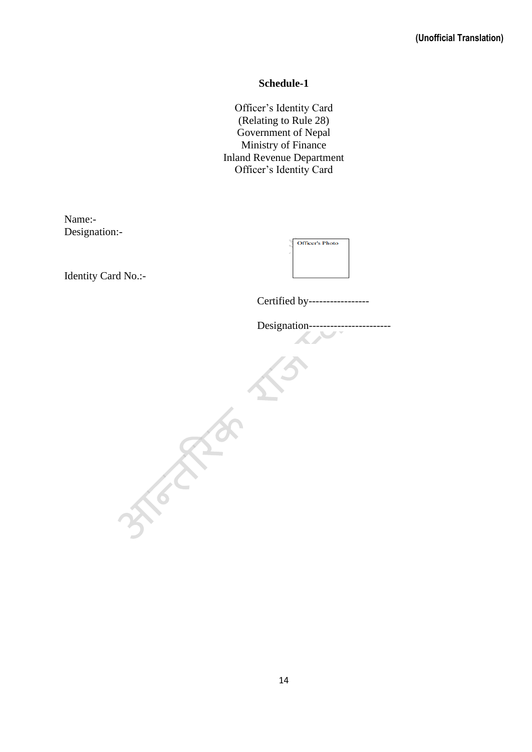(Unofficial Translation)

## Schedule-1

Officer's Identity Card
(Relating to Rule 28)
Government of Nepal
Ministry of Finance
Inland Revenue Department
Officer's Identity Card

Name:-
Designation:-

Identity Card No.:-

Officer's Photo

Certified by-----------------

Designation----------------------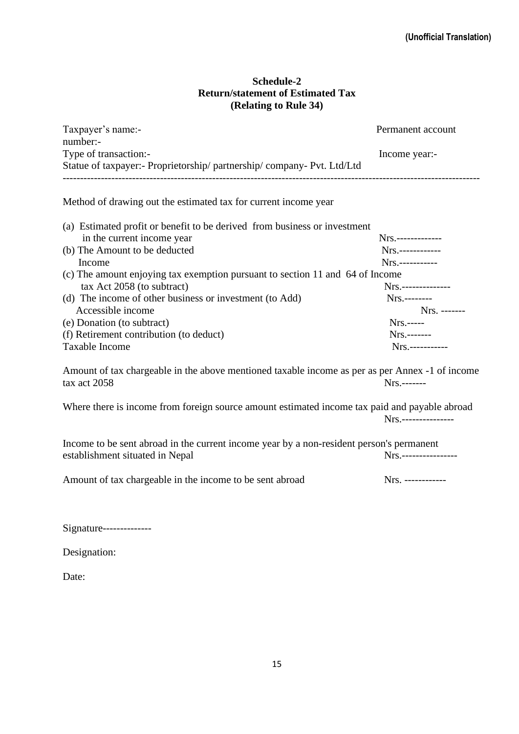(Unofficial Translation)

**Schedule-2**
**Return/statement of Estimated Tax**
**(Relating to Rule 34)**

Taxpayer's name:- Permanent account number:-
Type of transaction:- Income year:-
Statue of taxpayer:- Proprietorship/ partnership/ company- Pvt. Ltd/Ltd

---

Method of drawing out the estimated tax for current income year

| | |
|---|---|
| (a) Estimated profit or benefit to be derived from business or investment in the current income year | Nrs.------------- |
| (b) The Amount to be deducted | Nrs.----------- |
| Income | Nrs.----------- |
| (c) The amount enjoying tax exemption pursuant to section 11 and 64 of Income tax Act 2058 (to subtract) | Nrs.-------------- |
| (d) The income of other business or investment (to Add) | Nrs.-------- |
| Accessible income | Nrs. ------- |
| (e) Donation (to subtract) | Nrs.----- |
| (f) Retirement contribution (to deduct) | Nrs.------- |
| Taxable Income | Nrs.----------- |

Amount of tax chargeable in the above mentioned taxable income as per as per Annex -1 of income tax act 2058 Nrs.-------

Where there is income from foreign source amount estimated income tax paid and payable abroad Nrs.---------------

Income to be sent abroad in the current income year by a non-resident person's permanent establishment situated in Nepal Nrs.----------------

Amount of tax chargeable in the income to be sent abroad Nrs. ------------

Signature-------------

Designation:

Date: